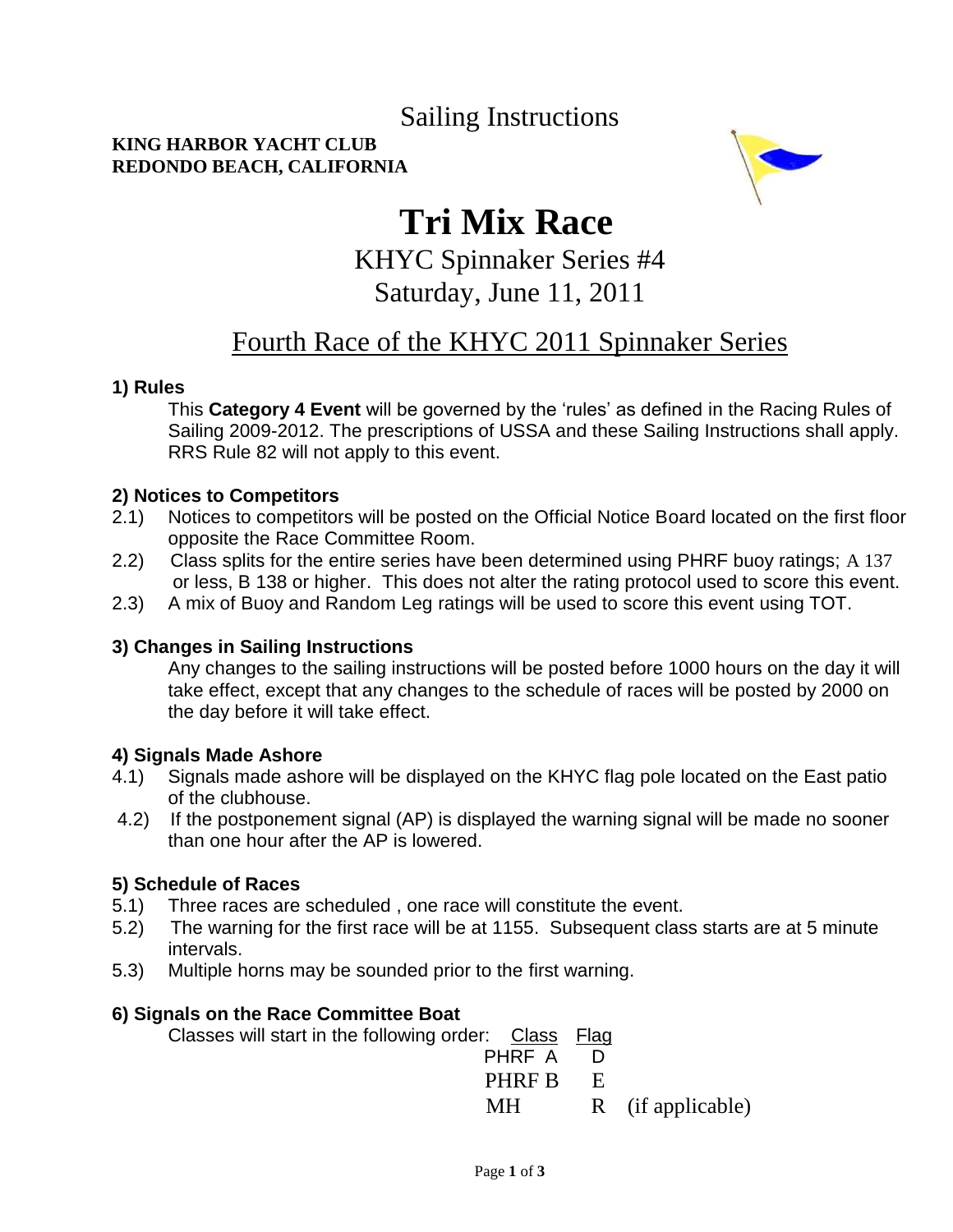# Sailing Instructions

**KING HARBOR YACHT CLUB**
**REDONDO BEACH, CALIFORNIA**

# Tri Mix Race

## KHYC Spinnaker Series #4

## Saturday, June 11, 2011

## Fourth Race of the KHYC 2011 Spinnaker Series

### 1) Rules

This **Category 4 Event** will be governed by the 'rules' as defined in the Racing Rules of Sailing 2009-2012. The prescriptions of USSA and these Sailing Instructions shall apply. RRS Rule 82 will not apply to this event.

### 2) Notices to Competitors

2.1) Notices to competitors will be posted on the Official Notice Board located on the first floor opposite the Race Committee Room.

2.2) Class splits for the entire series have been determined using PHRF buoy ratings; A 137 or less, B 138 or higher. This does not alter the rating protocol used to score this event.

2.3) A mix of Buoy and Random Leg ratings will be used to score this event using TOT.

### 3) Changes in Sailing Instructions

Any changes to the sailing instructions will be posted before 1000 hours on the day it will take effect, except that any changes to the schedule of races will be posted by 2000 on the day before it will take effect.

### 4) Signals Made Ashore

4.1) Signals made ashore will be displayed on the KHYC flag pole located on the East patio of the clubhouse.

4.2) If the postponement signal (AP) is displayed the warning signal will be made no sooner than one hour after the AP is lowered.

### 5) Schedule of Races

5.1) Three races are scheduled , one race will constitute the event.

5.2) The warning for the first race will be at 1155. Subsequent class starts are at 5 minute intervals.

5.3) Multiple horns may be sounded prior to the first warning.

### 6) Signals on the Race Committee Boat

Classes will start in the following order:

| Class | Flag |
|---|---|
| PHRF A | D |
| PHRF B | E |
| MH | R (if applicable) |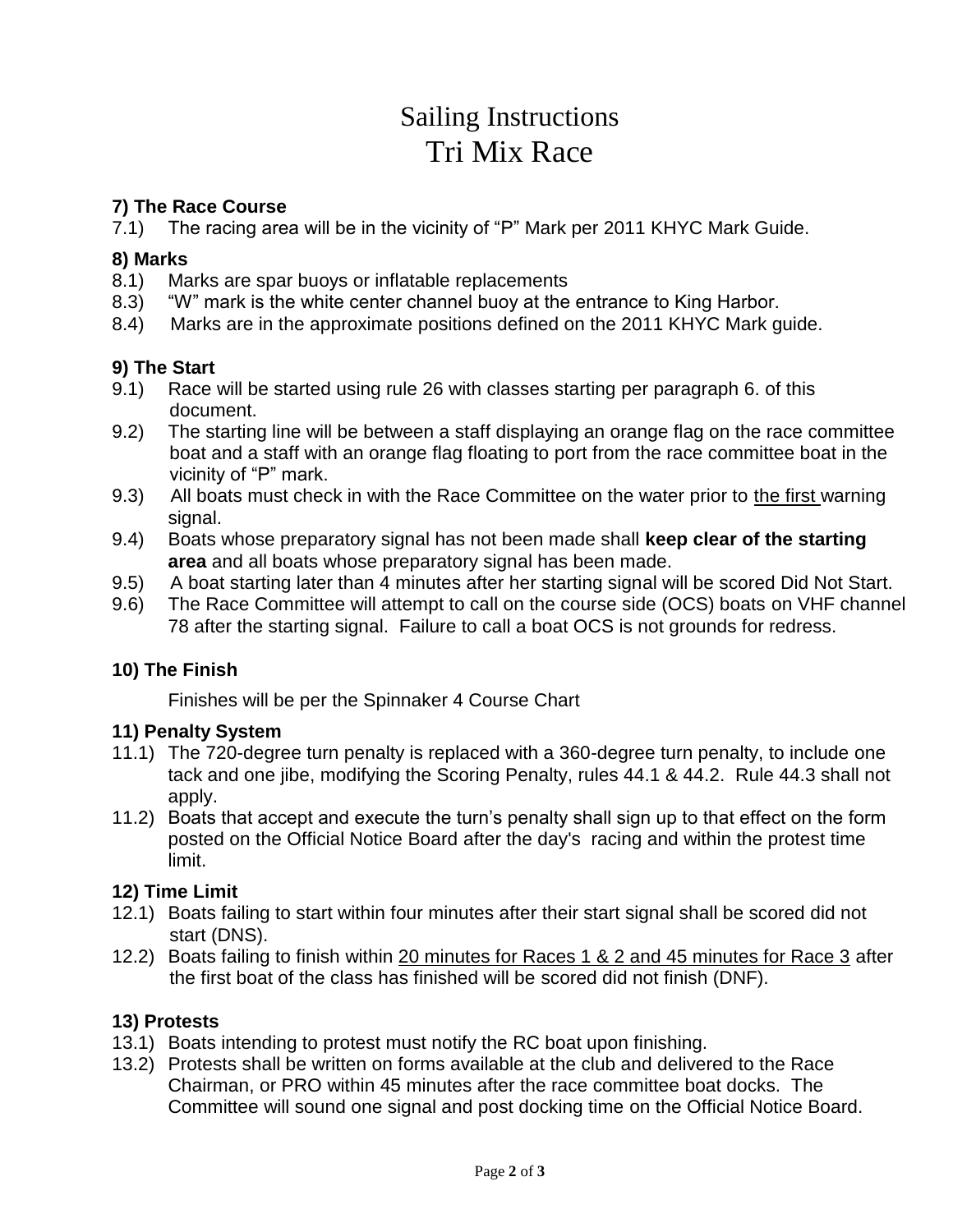# Sailing Instructions
# Tri Mix Race

### 7) The Race Course

7.1) The racing area will be in the vicinity of "P" Mark per 2011 KHYC Mark Guide.

### 8) Marks

8.1) Marks are spar buoys or inflatable replacements

8.3) "W" mark is the white center channel buoy at the entrance to King Harbor.

8.4) Marks are in the approximate positions defined on the 2011 KHYC Mark guide.

### 9) The Start

9.1) Race will be started using rule 26 with classes starting per paragraph 6. of this document.

9.2) The starting line will be between a staff displaying an orange flag on the race committee boat and a staff with an orange flag floating to port from the race committee boat in the vicinity of "P" mark.

9.3) All boats must check in with the Race Committee on the water prior to <u>the first</u> warning signal.

9.4) Boats whose preparatory signal has not been made shall **keep clear of the starting area** and all boats whose preparatory signal has been made.

9.5) A boat starting later than 4 minutes after her starting signal will be scored Did Not Start.

9.6) The Race Committee will attempt to call on the course side (OCS) boats on VHF channel 78 after the starting signal. Failure to call a boat OCS is not grounds for redress.

### 10) The Finish

Finishes will be per the Spinnaker 4 Course Chart

### 11) Penalty System

11.1) The 720-degree turn penalty is replaced with a 360-degree turn penalty, to include one tack and one jibe, modifying the Scoring Penalty, rules 44.1 & 44.2. Rule 44.3 shall not apply.

11.2) Boats that accept and execute the turn's penalty shall sign up to that effect on the form posted on the Official Notice Board after the day's racing and within the protest time limit.

### 12) Time Limit

12.1) Boats failing to start within four minutes after their start signal shall be scored did not start (DNS).

12.2) Boats failing to finish within <u>20 minutes for Races 1 & 2 and 45 minutes for Race 3</u> after the first boat of the class has finished will be scored did not finish (DNF).

### 13) Protests

13.1) Boats intending to protest must notify the RC boat upon finishing.

13.2) Protests shall be written on forms available at the club and delivered to the Race Chairman, or PRO within 45 minutes after the race committee boat docks. The Committee will sound one signal and post docking time on the Official Notice Board.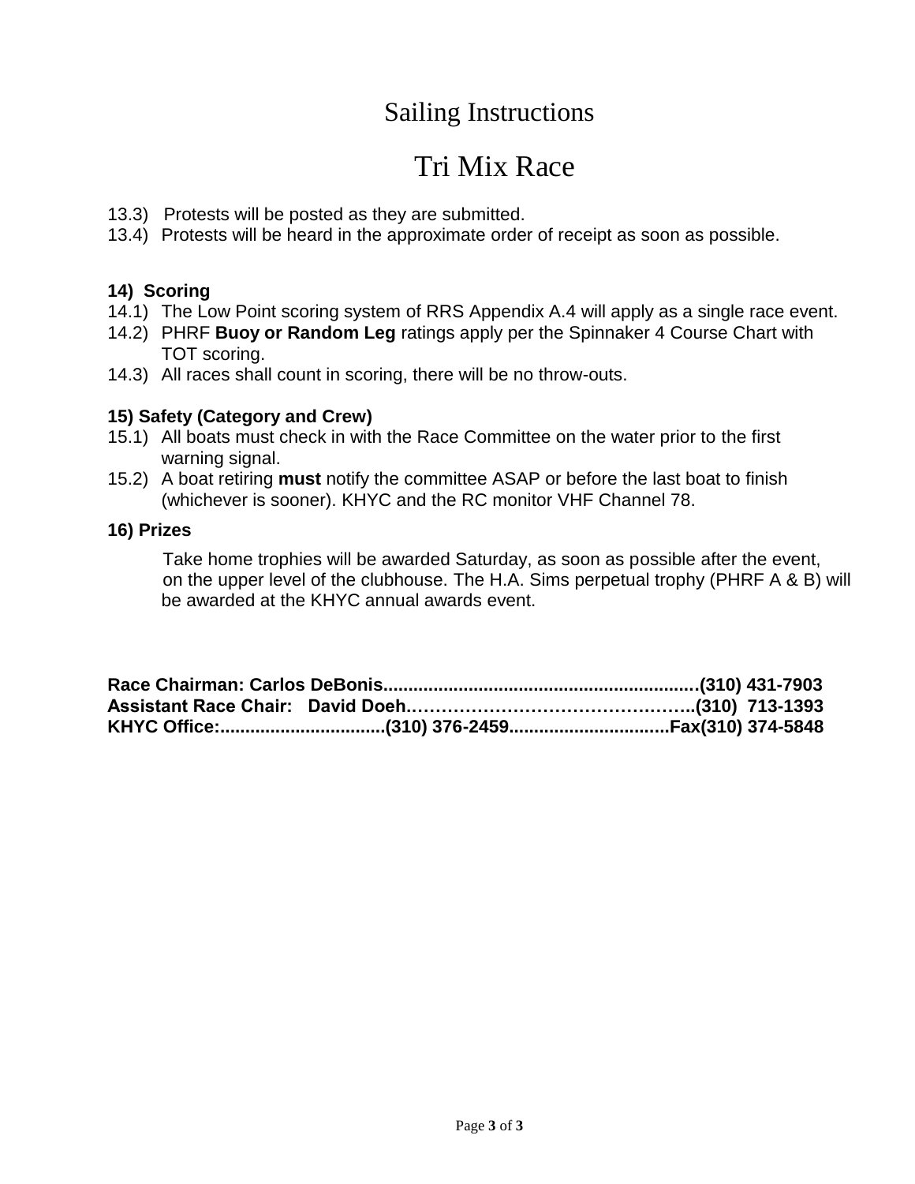# Sailing Instructions

# Tri Mix Race

13.3) Protests will be posted as they are submitted.
13.4) Protests will be heard in the approximate order of receipt as soon as possible.

**14) Scoring**

14.1) The Low Point scoring system of RRS Appendix A.4 will apply as a single race event.
14.2) PHRF **Buoy or Random Leg** ratings apply per the Spinnaker 4 Course Chart with TOT scoring.
14.3) All races shall count in scoring, there will be no throw-outs.

**15) Safety (Category and Crew)**

15.1) All boats must check in with the Race Committee on the water prior to the first warning signal.
15.2) A boat retiring **must** notify the committee ASAP or before the last boat to finish (whichever is sooner). KHYC and the RC monitor VHF Channel 78.

**16) Prizes**

Take home trophies will be awarded Saturday, as soon as possible after the event, on the upper level of the clubhouse. The H.A. Sims perpetual trophy (PHRF A & B) will be awarded at the KHYC annual awards event.

**Race Chairman: Carlos DeBonis..............................................................(310) 431-7903**
**Assistant Race Chair: David Doeh.………………………………………..(310) 713-1393**
**KHYC Office:.................................(310) 376-2459................................Fax(310) 374-5848**